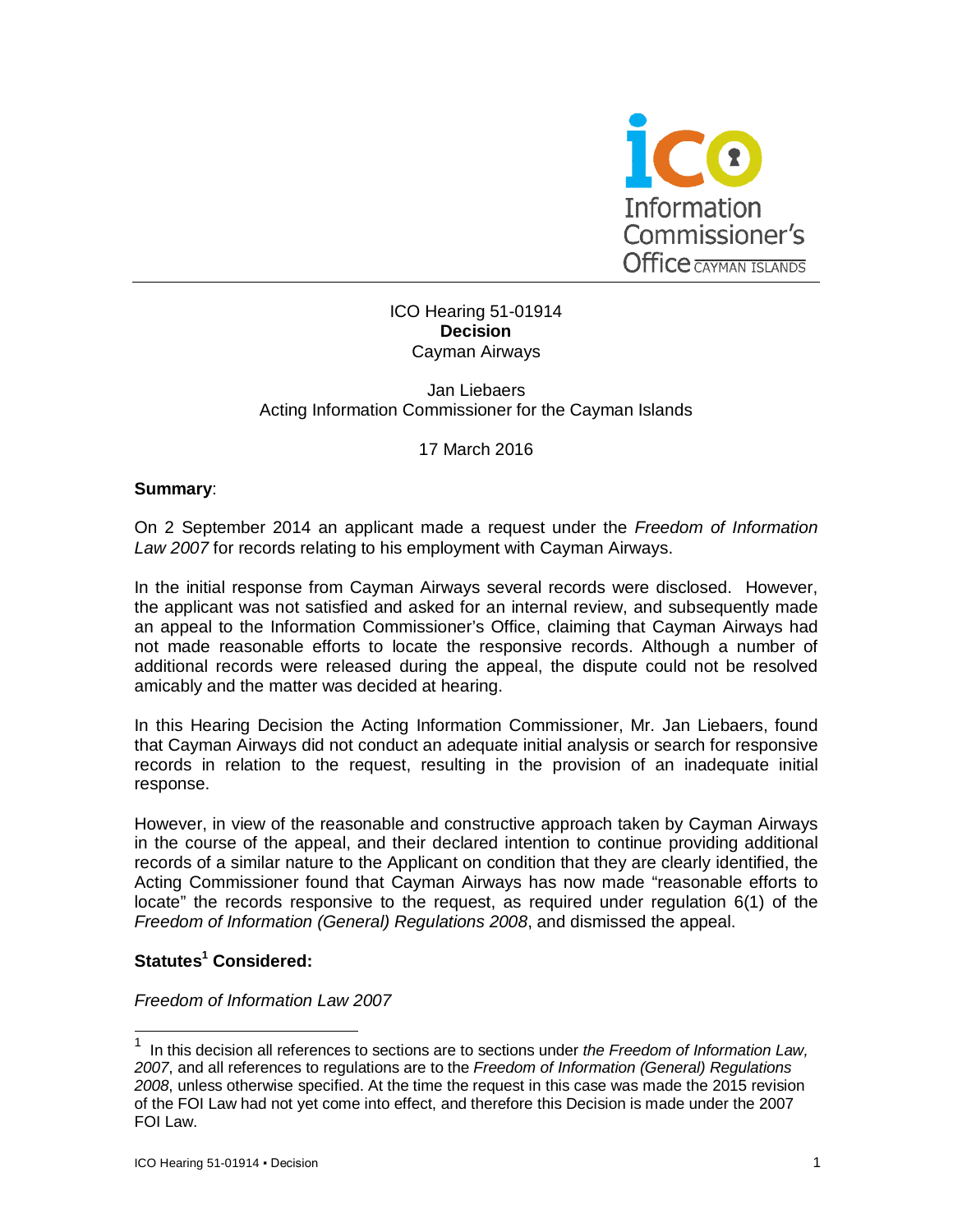ICO Hearing 51-01914
**Decision**
Cayman Airways

Jan Liebaers
Acting Information Commissioner for the Cayman Islands

17 March 2016

**Summary**:

On 2 September 2014 an applicant made a request under the *Freedom of Information Law 2007* for records relating to his employment with Cayman Airways.

In the initial response from Cayman Airways several records were disclosed. However, the applicant was not satisfied and asked for an internal review, and subsequently made an appeal to the Information Commissioner's Office, claiming that Cayman Airways had not made reasonable efforts to locate the responsive records. Although a number of additional records were released during the appeal, the dispute could not be resolved amicably and the matter was decided at hearing.

In this Hearing Decision the Acting Information Commissioner, Mr. Jan Liebaers, found that Cayman Airways did not conduct an adequate initial analysis or search for responsive records in relation to the request, resulting in the provision of an inadequate initial response.

However, in view of the reasonable and constructive approach taken by Cayman Airways in the course of the appeal, and their declared intention to continue providing additional records of a similar nature to the Applicant on condition that they are clearly identified, the Acting Commissioner found that Cayman Airways has now made "reasonable efforts to locate" the records responsive to the request, as required under regulation 6(1) of the *Freedom of Information (General) Regulations 2008*, and dismissed the appeal.

**Statutes[1] Considered:**

*Freedom of Information Law 2007*

[1] In this decision all references to sections are to sections under *the Freedom of Information Law, 2007*, and all references to regulations are to the *Freedom of Information (General) Regulations 2008*, unless otherwise specified. At the time the request in this case was made the 2015 revision of the FOI Law had not yet come into effect, and therefore this Decision is made under the 2007 FOI Law.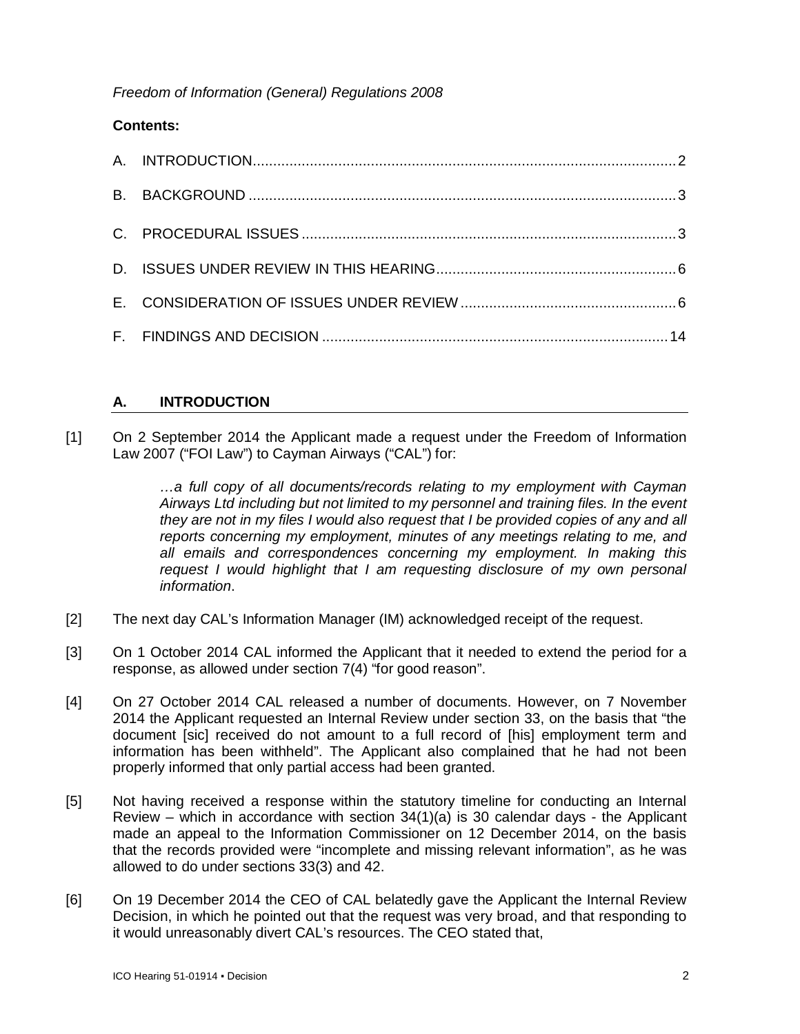*Freedom of Information (General) Regulations 2008*

**Contents:**

A. INTRODUCTION........................................................................................................2

B. BACKGROUND .........................................................................................................3

C. PROCEDURAL ISSUES ............................................................................................3

D. ISSUES UNDER REVIEW IN THIS HEARING...........................................................6

E. CONSIDERATION OF ISSUES UNDER REVIEW .....................................................6

F. FINDINGS AND DECISION .....................................................................................14

## A. INTRODUCTION

[1] On 2 September 2014 the Applicant made a request under the Freedom of Information Law 2007 ("FOI Law") to Cayman Airways ("CAL") for:

> *…a full copy of all documents/records relating to my employment with Cayman Airways Ltd including but not limited to my personnel and training files. In the event they are not in my files I would also request that I be provided copies of any and all reports concerning my employment, minutes of any meetings relating to me, and all emails and correspondences concerning my employment. In making this request I would highlight that I am requesting disclosure of my own personal information*.

[2] The next day CAL's Information Manager (IM) acknowledged receipt of the request.

[3] On 1 October 2014 CAL informed the Applicant that it needed to extend the period for a response, as allowed under section 7(4) "for good reason".

[4] On 27 October 2014 CAL released a number of documents. However, on 7 November 2014 the Applicant requested an Internal Review under section 33, on the basis that "the document [sic] received do not amount to a full record of [his] employment term and information has been withheld". The Applicant also complained that he had not been properly informed that only partial access had been granted.

[5] Not having received a response within the statutory timeline for conducting an Internal Review – which in accordance with section 34(1)(a) is 30 calendar days - the Applicant made an appeal to the Information Commissioner on 12 December 2014, on the basis that the records provided were "incomplete and missing relevant information", as he was allowed to do under sections 33(3) and 42.

[6] On 19 December 2014 the CEO of CAL belatedly gave the Applicant the Internal Review Decision, in which he pointed out that the request was very broad, and that responding to it would unreasonably divert CAL's resources. The CEO stated that,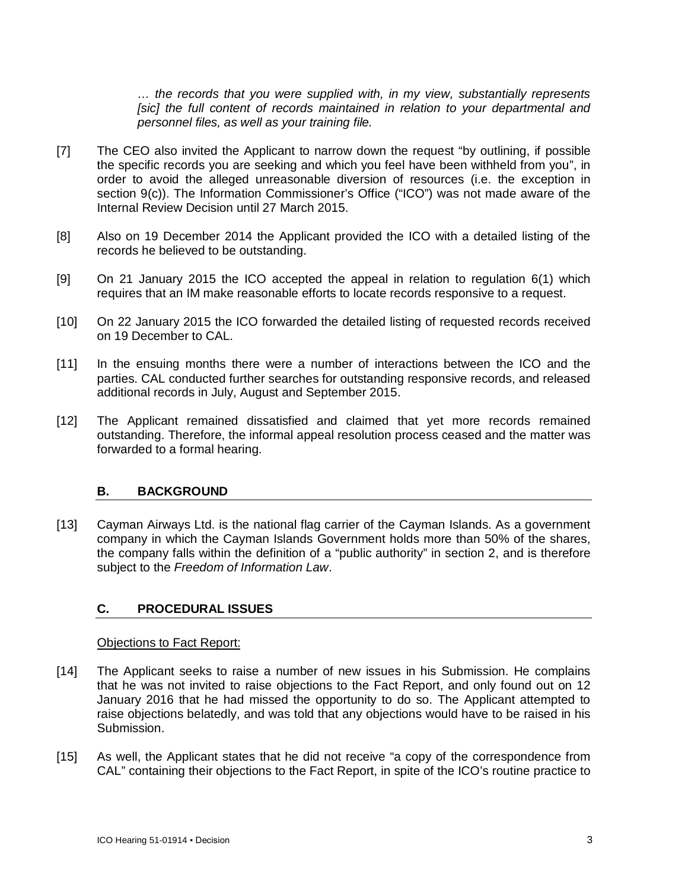> *… the records that you were supplied with, in my view, substantially represents [sic] the full content of records maintained in relation to your departmental and personnel files, as well as your training file.*

[7] The CEO also invited the Applicant to narrow down the request "by outlining, if possible the specific records you are seeking and which you feel have been withheld from you", in order to avoid the alleged unreasonable diversion of resources (i.e. the exception in section 9(c)). The Information Commissioner's Office ("ICO") was not made aware of the Internal Review Decision until 27 March 2015.

[8] Also on 19 December 2014 the Applicant provided the ICO with a detailed listing of the records he believed to be outstanding.

[9] On 21 January 2015 the ICO accepted the appeal in relation to regulation 6(1) which requires that an IM make reasonable efforts to locate records responsive to a request.

[10] On 22 January 2015 the ICO forwarded the detailed listing of requested records received on 19 December to CAL.

[11] In the ensuing months there were a number of interactions between the ICO and the parties. CAL conducted further searches for outstanding responsive records, and released additional records in July, August and September 2015.

[12] The Applicant remained dissatisfied and claimed that yet more records remained outstanding. Therefore, the informal appeal resolution process ceased and the matter was forwarded to a formal hearing.

## B. BACKGROUND

[13] Cayman Airways Ltd. is the national flag carrier of the Cayman Islands. As a government company in which the Cayman Islands Government holds more than 50% of the shares, the company falls within the definition of a "public authority" in section 2, and is therefore subject to the *Freedom of Information Law*.

## C. PROCEDURAL ISSUES

Objections to Fact Report:

[14] The Applicant seeks to raise a number of new issues in his Submission. He complains that he was not invited to raise objections to the Fact Report, and only found out on 12 January 2016 that he had missed the opportunity to do so. The Applicant attempted to raise objections belatedly, and was told that any objections would have to be raised in his Submission.

[15] As well, the Applicant states that he did not receive "a copy of the correspondence from CAL" containing their objections to the Fact Report, in spite of the ICO's routine practice to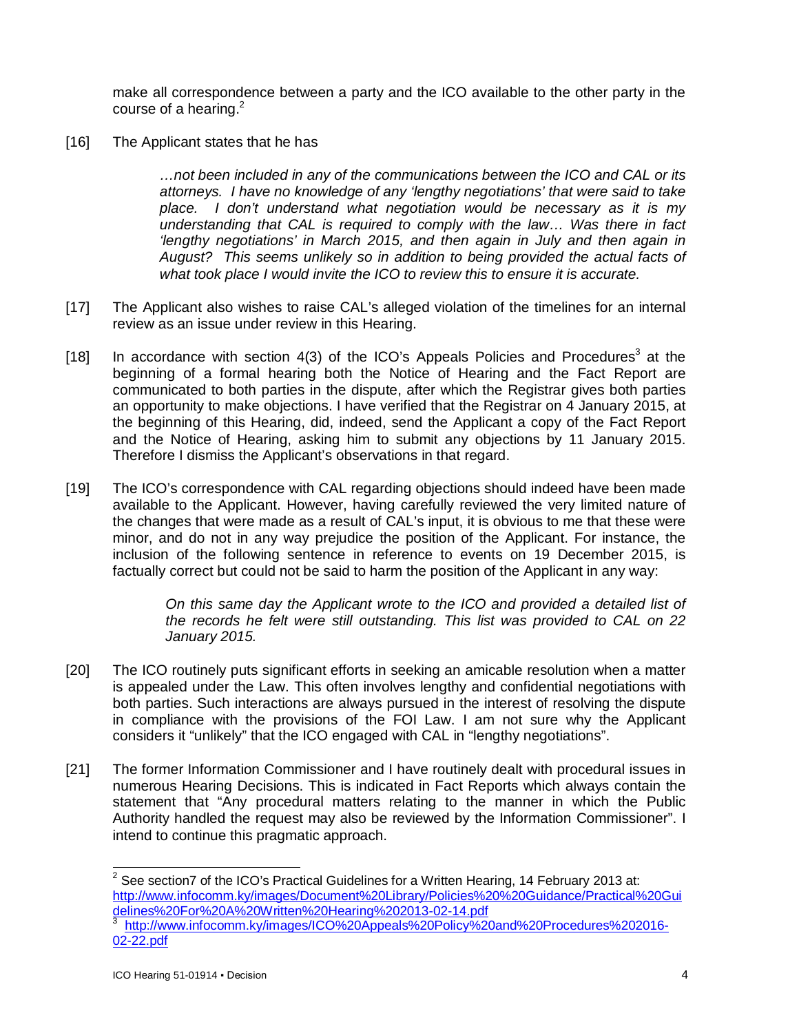make all correspondence between a party and the ICO available to the other party in the course of a hearing.[2]

[16] The Applicant states that he has

> *…not been included in any of the communications between the ICO and CAL or its attorneys. I have no knowledge of any 'lengthy negotiations' that were said to take place. I don't understand what negotiation would be necessary as it is my understanding that CAL is required to comply with the law… Was there in fact 'lengthy negotiations' in March 2015, and then again in July and then again in August? This seems unlikely so in addition to being provided the actual facts of what took place I would invite the ICO to review this to ensure it is accurate.*

[17] The Applicant also wishes to raise CAL's alleged violation of the timelines for an internal review as an issue under review in this Hearing.

[18] In accordance with section 4(3) of the ICO's Appeals Policies and Procedures[3] at the beginning of a formal hearing both the Notice of Hearing and the Fact Report are communicated to both parties in the dispute, after which the Registrar gives both parties an opportunity to make objections. I have verified that the Registrar on 4 January 2015, at the beginning of this Hearing, did, indeed, send the Applicant a copy of the Fact Report and the Notice of Hearing, asking him to submit any objections by 11 January 2015. Therefore I dismiss the Applicant's observations in that regard.

[19] The ICO's correspondence with CAL regarding objections should indeed have been made available to the Applicant. However, having carefully reviewed the very limited nature of the changes that were made as a result of CAL's input, it is obvious to me that these were minor, and do not in any way prejudice the position of the Applicant. For instance, the inclusion of the following sentence in reference to events on 19 December 2015, is factually correct but could not be said to harm the position of the Applicant in any way:

> *On this same day the Applicant wrote to the ICO and provided a detailed list of the records he felt were still outstanding. This list was provided to CAL on 22 January 2015.*

[20] The ICO routinely puts significant efforts in seeking an amicable resolution when a matter is appealed under the Law. This often involves lengthy and confidential negotiations with both parties. Such interactions are always pursued in the interest of resolving the dispute in compliance with the provisions of the FOI Law. I am not sure why the Applicant considers it "unlikely" that the ICO engaged with CAL in "lengthy negotiations".

[21] The former Information Commissioner and I have routinely dealt with procedural issues in numerous Hearing Decisions. This is indicated in Fact Reports which always contain the statement that "Any procedural matters relating to the manner in which the Public Authority handled the request may also be reviewed by the Information Commissioner". I intend to continue this pragmatic approach.

---

[2] See section7 of the ICO's Practical Guidelines for a Written Hearing, 14 February 2013 at: http://www.infocomm.ky/images/Document%20Library/Policies%20%20Guidance/Practical%20Guidelines%20For%20A%20Written%20Hearing%202013-02-14.pdf

[3] http://www.infocomm.ky/images/ICO%20Appeals%20Policy%20and%20Procedures%202016-02-22.pdf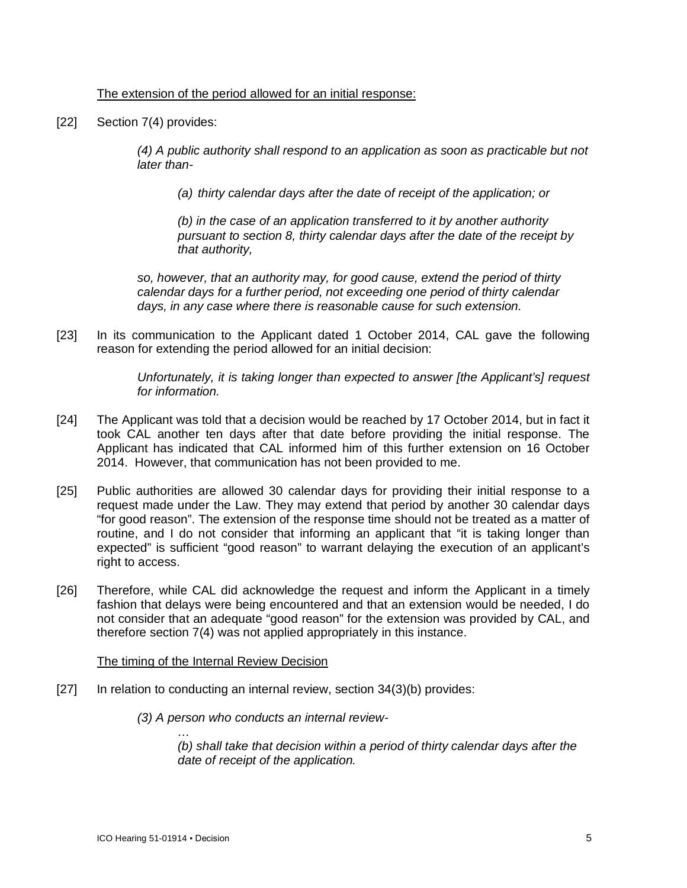<u>The extension of the period allowed for an initial response:</u>

[22] Section 7(4) provides:

> *(4) A public authority shall respond to an application as soon as practicable but not later than-*
>
> > *(a) thirty calendar days after the date of receipt of the application; or*
> >
> > *(b) in the case of an application transferred to it by another authority pursuant to section 8, thirty calendar days after the date of the receipt by that authority,*
>
> *so, however, that an authority may, for good cause, extend the period of thirty calendar days for a further period, not exceeding one period of thirty calendar days, in any case where there is reasonable cause for such extension.*

[23] In its communication to the Applicant dated 1 October 2014, CAL gave the following reason for extending the period allowed for an initial decision:

> *Unfortunately, it is taking longer than expected to answer [the Applicant's] request for information.*

[24] The Applicant was told that a decision would be reached by 17 October 2014, but in fact it took CAL another ten days after that date before providing the initial response. The Applicant has indicated that CAL informed him of this further extension on 16 October 2014. However, that communication has not been provided to me.

[25] Public authorities are allowed 30 calendar days for providing their initial response to a request made under the Law. They may extend that period by another 30 calendar days "for good reason". The extension of the response time should not be treated as a matter of routine, and I do not consider that informing an applicant that "it is taking longer than expected" is sufficient "good reason" to warrant delaying the execution of an applicant's right to access.

[26] Therefore, while CAL did acknowledge the request and inform the Applicant in a timely fashion that delays were being encountered and that an extension would be needed, I do not consider that an adequate "good reason" for the extension was provided by CAL, and therefore section 7(4) was not applied appropriately in this instance.

<u>The timing of the Internal Review Decision</u>

[27] In relation to conducting an internal review, section 34(3)(b) provides:

> *(3) A person who conducts an internal review-*
>
> > *…*
> >
> > *(b) shall take that decision within a period of thirty calendar days after the date of receipt of the application.*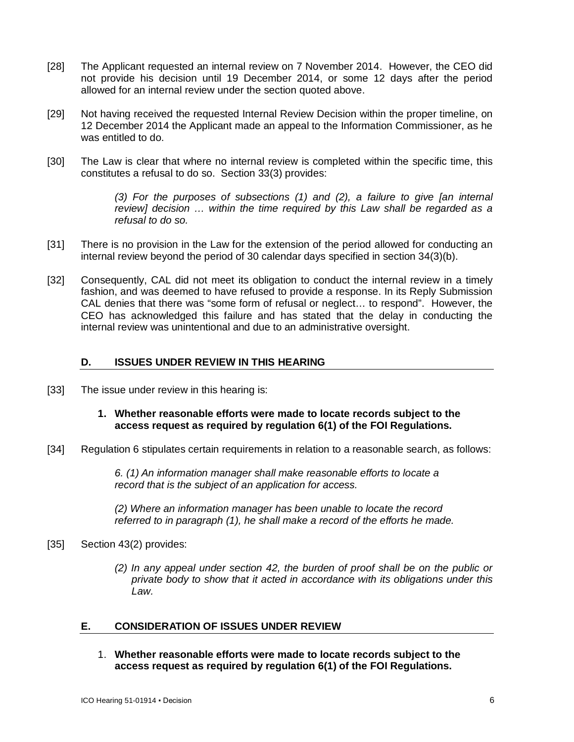[28] The Applicant requested an internal review on 7 November 2014. However, the CEO did not provide his decision until 19 December 2014, or some 12 days after the period allowed for an internal review under the section quoted above.

[29] Not having received the requested Internal Review Decision within the proper timeline, on 12 December 2014 the Applicant made an appeal to the Information Commissioner, as he was entitled to do.

[30] The Law is clear that where no internal review is completed within the specific time, this constitutes a refusal to do so. Section 33(3) provides:

> *(3) For the purposes of subsections (1) and (2), a failure to give [an internal review] decision … within the time required by this Law shall be regarded as a refusal to do so.*

[31] There is no provision in the Law for the extension of the period allowed for conducting an internal review beyond the period of 30 calendar days specified in section 34(3)(b).

[32] Consequently, CAL did not meet its obligation to conduct the internal review in a timely fashion, and was deemed to have refused to provide a response. In its Reply Submission CAL denies that there was "some form of refusal or neglect… to respond". However, the CEO has acknowledged this failure and has stated that the delay in conducting the internal review was unintentional and due to an administrative oversight.

## D. ISSUES UNDER REVIEW IN THIS HEARING

[33] The issue under review in this hearing is:

1. **Whether reasonable efforts were made to locate records subject to the access request as required by regulation 6(1) of the FOI Regulations.**

[34] Regulation 6 stipulates certain requirements in relation to a reasonable search, as follows:

> *6. (1) An information manager shall make reasonable efforts to locate a record that is the subject of an application for access.*
>
> *(2) Where an information manager has been unable to locate the record referred to in paragraph (1), he shall make a record of the efforts he made.*

[35] Section 43(2) provides:

> *(2) In any appeal under section 42, the burden of proof shall be on the public or private body to show that it acted in accordance with its obligations under this Law.*

## E. CONSIDERATION OF ISSUES UNDER REVIEW

1. **Whether reasonable efforts were made to locate records subject to the access request as required by regulation 6(1) of the FOI Regulations.**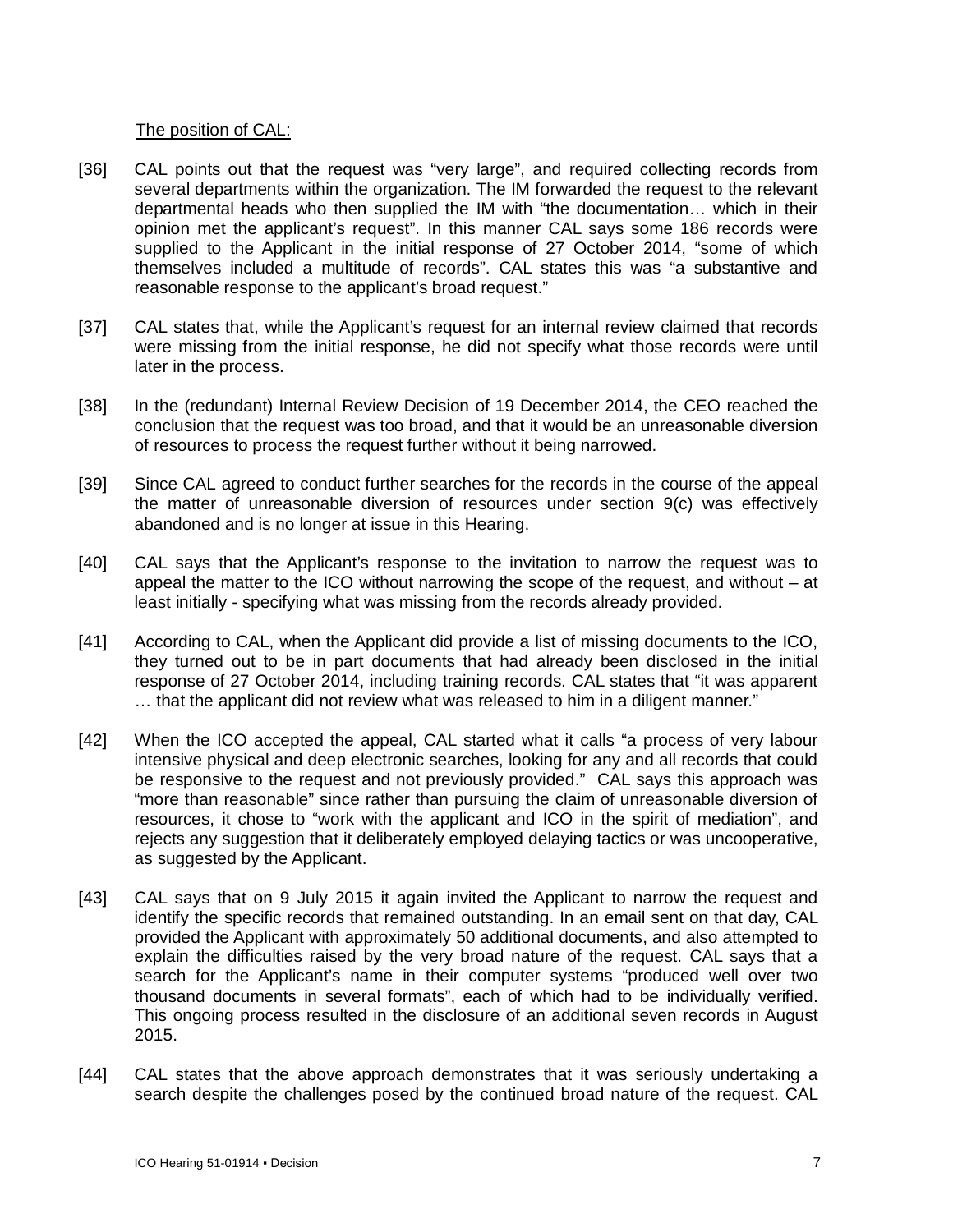The position of CAL:

[36] CAL points out that the request was "very large", and required collecting records from several departments within the organization. The IM forwarded the request to the relevant departmental heads who then supplied the IM with "the documentation… which in their opinion met the applicant's request". In this manner CAL says some 186 records were supplied to the Applicant in the initial response of 27 October 2014, "some of which themselves included a multitude of records". CAL states this was "a substantive and reasonable response to the applicant's broad request."

[37] CAL states that, while the Applicant's request for an internal review claimed that records were missing from the initial response, he did not specify what those records were until later in the process.

[38] In the (redundant) Internal Review Decision of 19 December 2014, the CEO reached the conclusion that the request was too broad, and that it would be an unreasonable diversion of resources to process the request further without it being narrowed.

[39] Since CAL agreed to conduct further searches for the records in the course of the appeal the matter of unreasonable diversion of resources under section 9(c) was effectively abandoned and is no longer at issue in this Hearing.

[40] CAL says that the Applicant's response to the invitation to narrow the request was to appeal the matter to the ICO without narrowing the scope of the request, and without – at least initially - specifying what was missing from the records already provided.

[41] According to CAL, when the Applicant did provide a list of missing documents to the ICO, they turned out to be in part documents that had already been disclosed in the initial response of 27 October 2014, including training records. CAL states that "it was apparent … that the applicant did not review what was released to him in a diligent manner."

[42] When the ICO accepted the appeal, CAL started what it calls "a process of very labour intensive physical and deep electronic searches, looking for any and all records that could be responsive to the request and not previously provided." CAL says this approach was "more than reasonable" since rather than pursuing the claim of unreasonable diversion of resources, it chose to "work with the applicant and ICO in the spirit of mediation", and rejects any suggestion that it deliberately employed delaying tactics or was uncooperative, as suggested by the Applicant.

[43] CAL says that on 9 July 2015 it again invited the Applicant to narrow the request and identify the specific records that remained outstanding. In an email sent on that day, CAL provided the Applicant with approximately 50 additional documents, and also attempted to explain the difficulties raised by the very broad nature of the request. CAL says that a search for the Applicant's name in their computer systems "produced well over two thousand documents in several formats", each of which had to be individually verified. This ongoing process resulted in the disclosure of an additional seven records in August 2015.

[44] CAL states that the above approach demonstrates that it was seriously undertaking a search despite the challenges posed by the continued broad nature of the request. CAL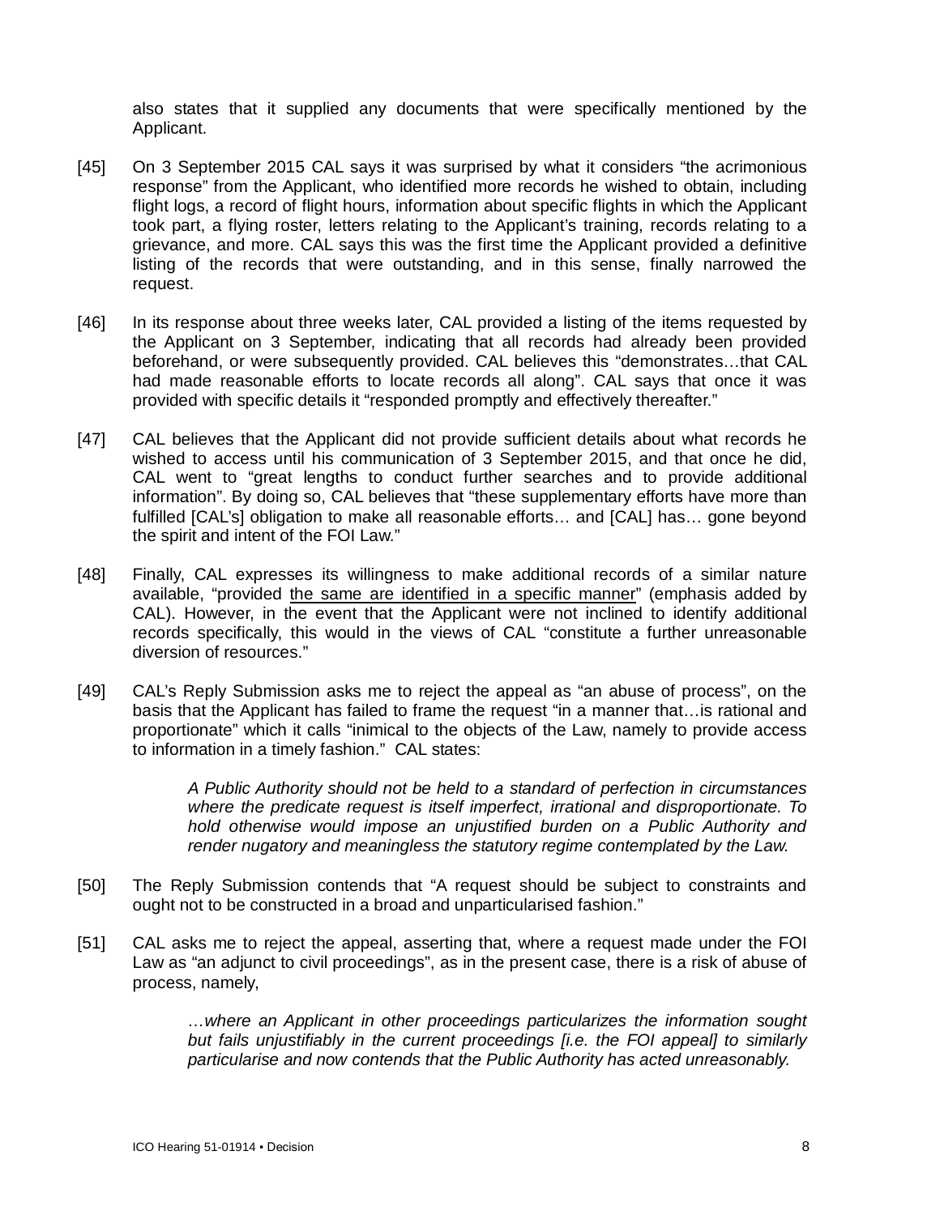also states that it supplied any documents that were specifically mentioned by the Applicant.

[45] On 3 September 2015 CAL says it was surprised by what it considers "the acrimonious response" from the Applicant, who identified more records he wished to obtain, including flight logs, a record of flight hours, information about specific flights in which the Applicant took part, a flying roster, letters relating to the Applicant's training, records relating to a grievance, and more. CAL says this was the first time the Applicant provided a definitive listing of the records that were outstanding, and in this sense, finally narrowed the request.

[46] In its response about three weeks later, CAL provided a listing of the items requested by the Applicant on 3 September, indicating that all records had already been provided beforehand, or were subsequently provided. CAL believes this "demonstrates…that CAL had made reasonable efforts to locate records all along". CAL says that once it was provided with specific details it "responded promptly and effectively thereafter."

[47] CAL believes that the Applicant did not provide sufficient details about what records he wished to access until his communication of 3 September 2015, and that once he did, CAL went to "great lengths to conduct further searches and to provide additional information". By doing so, CAL believes that "these supplementary efforts have more than fulfilled [CAL's] obligation to make all reasonable efforts… and [CAL] has… gone beyond the spirit and intent of the FOI Law."

[48] Finally, CAL expresses its willingness to make additional records of a similar nature available, "provided <u>the same are identified in a specific manner</u>" (emphasis added by CAL). However, in the event that the Applicant were not inclined to identify additional records specifically, this would in the views of CAL "constitute a further unreasonable diversion of resources."

[49] CAL's Reply Submission asks me to reject the appeal as "an abuse of process", on the basis that the Applicant has failed to frame the request "in a manner that…is rational and proportionate" which it calls "inimical to the objects of the Law, namely to provide access to information in a timely fashion." CAL states:

> *A Public Authority should not be held to a standard of perfection in circumstances where the predicate request is itself imperfect, irrational and disproportionate. To hold otherwise would impose an unjustified burden on a Public Authority and render nugatory and meaningless the statutory regime contemplated by the Law.*

[50] The Reply Submission contends that "A request should be subject to constraints and ought not to be constructed in a broad and unparticularised fashion."

[51] CAL asks me to reject the appeal, asserting that, where a request made under the FOI Law as "an adjunct to civil proceedings", as in the present case, there is a risk of abuse of process, namely,

> *…where an Applicant in other proceedings particularizes the information sought but fails unjustifiably in the current proceedings [i.e. the FOI appeal] to similarly particularise and now contends that the Public Authority has acted unreasonably.*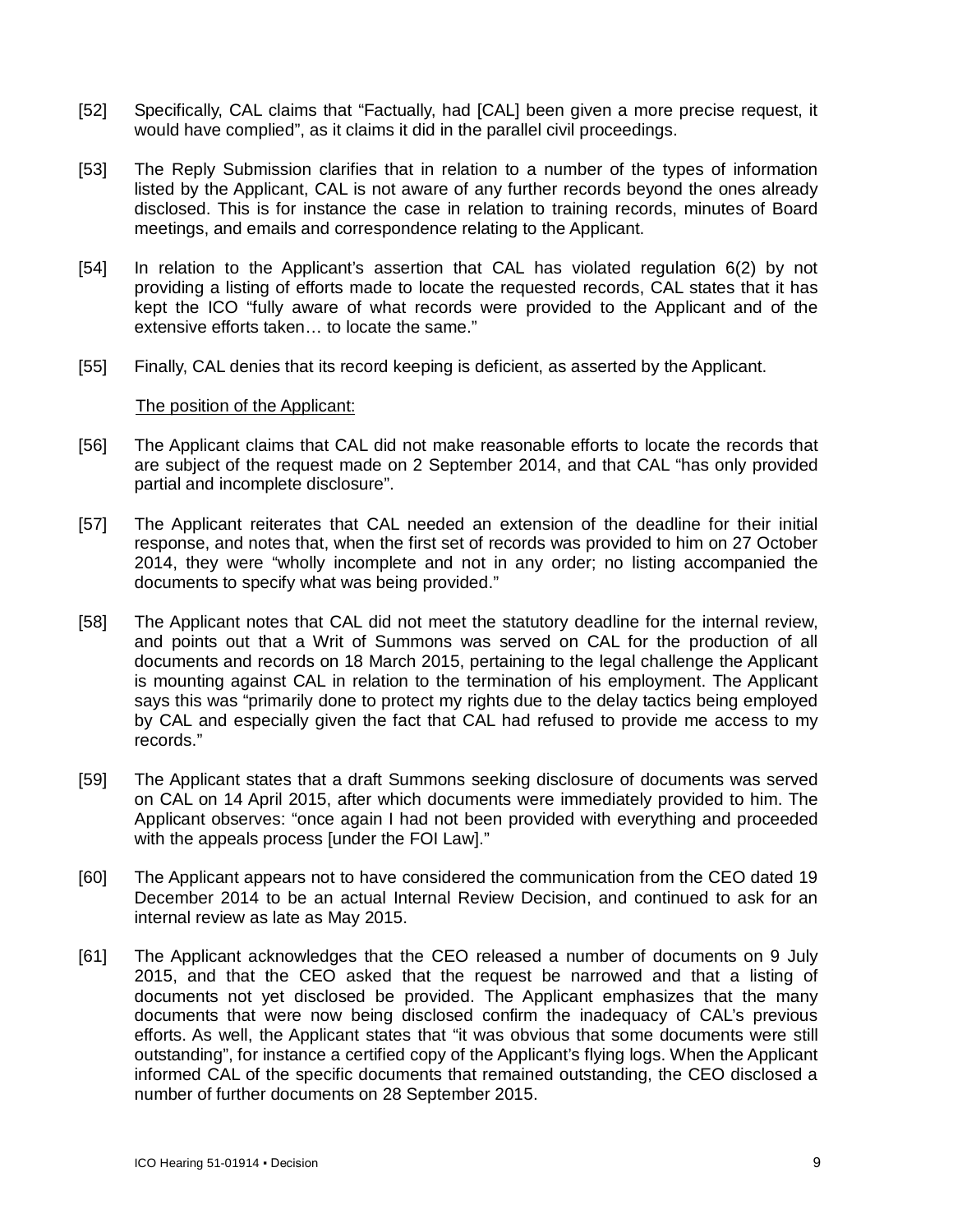[52] Specifically, CAL claims that "Factually, had [CAL] been given a more precise request, it would have complied", as it claims it did in the parallel civil proceedings.

[53] The Reply Submission clarifies that in relation to a number of the types of information listed by the Applicant, CAL is not aware of any further records beyond the ones already disclosed. This is for instance the case in relation to training records, minutes of Board meetings, and emails and correspondence relating to the Applicant.

[54] In relation to the Applicant's assertion that CAL has violated regulation 6(2) by not providing a listing of efforts made to locate the requested records, CAL states that it has kept the ICO "fully aware of what records were provided to the Applicant and of the extensive efforts taken… to locate the same."

[55] Finally, CAL denies that its record keeping is deficient, as asserted by the Applicant.

The position of the Applicant:

[56] The Applicant claims that CAL did not make reasonable efforts to locate the records that are subject of the request made on 2 September 2014, and that CAL "has only provided partial and incomplete disclosure".

[57] The Applicant reiterates that CAL needed an extension of the deadline for their initial response, and notes that, when the first set of records was provided to him on 27 October 2014, they were "wholly incomplete and not in any order; no listing accompanied the documents to specify what was being provided."

[58] The Applicant notes that CAL did not meet the statutory deadline for the internal review, and points out that a Writ of Summons was served on CAL for the production of all documents and records on 18 March 2015, pertaining to the legal challenge the Applicant is mounting against CAL in relation to the termination of his employment. The Applicant says this was "primarily done to protect my rights due to the delay tactics being employed by CAL and especially given the fact that CAL had refused to provide me access to my records."

[59] The Applicant states that a draft Summons seeking disclosure of documents was served on CAL on 14 April 2015, after which documents were immediately provided to him. The Applicant observes: "once again I had not been provided with everything and proceeded with the appeals process [under the FOI Law]."

[60] The Applicant appears not to have considered the communication from the CEO dated 19 December 2014 to be an actual Internal Review Decision, and continued to ask for an internal review as late as May 2015.

[61] The Applicant acknowledges that the CEO released a number of documents on 9 July 2015, and that the CEO asked that the request be narrowed and that a listing of documents not yet disclosed be provided. The Applicant emphasizes that the many documents that were now being disclosed confirm the inadequacy of CAL's previous efforts. As well, the Applicant states that "it was obvious that some documents were still outstanding", for instance a certified copy of the Applicant's flying logs. When the Applicant informed CAL of the specific documents that remained outstanding, the CEO disclosed a number of further documents on 28 September 2015.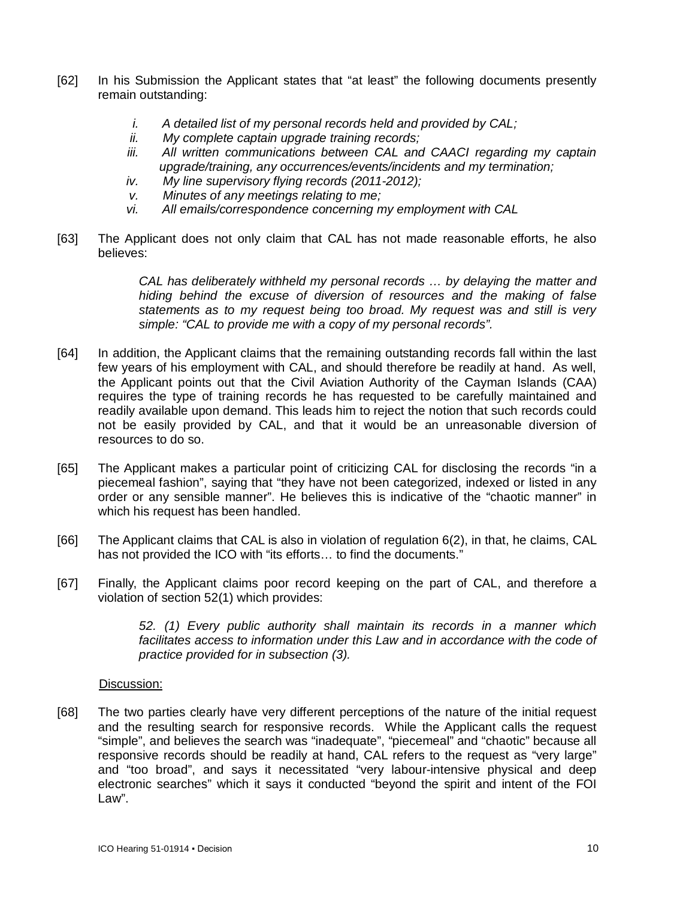[62] In his Submission the Applicant states that "at least" the following documents presently remain outstanding:

> i. *A detailed list of my personal records held and provided by CAL;*
> ii. *My complete captain upgrade training records;*
> iii. *All written communications between CAL and CAACI regarding my captain upgrade/training, any occurrences/events/incidents and my termination;*
> iv. *My line supervisory flying records (2011-2012);*
> v. *Minutes of any meetings relating to me;*
> vi. *All emails/correspondence concerning my employment with CAL*

[63] The Applicant does not only claim that CAL has not made reasonable efforts, he also believes:

> *CAL has deliberately withheld my personal records … by delaying the matter and hiding behind the excuse of diversion of resources and the making of false statements as to my request being too broad. My request was and still is very simple: "CAL to provide me with a copy of my personal records".*

[64] In addition, the Applicant claims that the remaining outstanding records fall within the last few years of his employment with CAL, and should therefore be readily at hand. As well, the Applicant points out that the Civil Aviation Authority of the Cayman Islands (CAA) requires the type of training records he has requested to be carefully maintained and readily available upon demand. This leads him to reject the notion that such records could not be easily provided by CAL, and that it would be an unreasonable diversion of resources to do so.

[65] The Applicant makes a particular point of criticizing CAL for disclosing the records "in a piecemeal fashion", saying that "they have not been categorized, indexed or listed in any order or any sensible manner". He believes this is indicative of the "chaotic manner" in which his request has been handled.

[66] The Applicant claims that CAL is also in violation of regulation 6(2), in that, he claims, CAL has not provided the ICO with "its efforts… to find the documents."

[67] Finally, the Applicant claims poor record keeping on the part of CAL, and therefore a violation of section 52(1) which provides:

> *52. (1) Every public authority shall maintain its records in a manner which facilitates access to information under this Law and in accordance with the code of practice provided for in subsection (3).*

<u>Discussion:</u>

[68] The two parties clearly have very different perceptions of the nature of the initial request and the resulting search for responsive records. While the Applicant calls the request "simple", and believes the search was "inadequate", "piecemeal" and "chaotic" because all responsive records should be readily at hand, CAL refers to the request as "very large" and "too broad", and says it necessitated "very labour-intensive physical and deep electronic searches" which it says it conducted "beyond the spirit and intent of the FOI Law".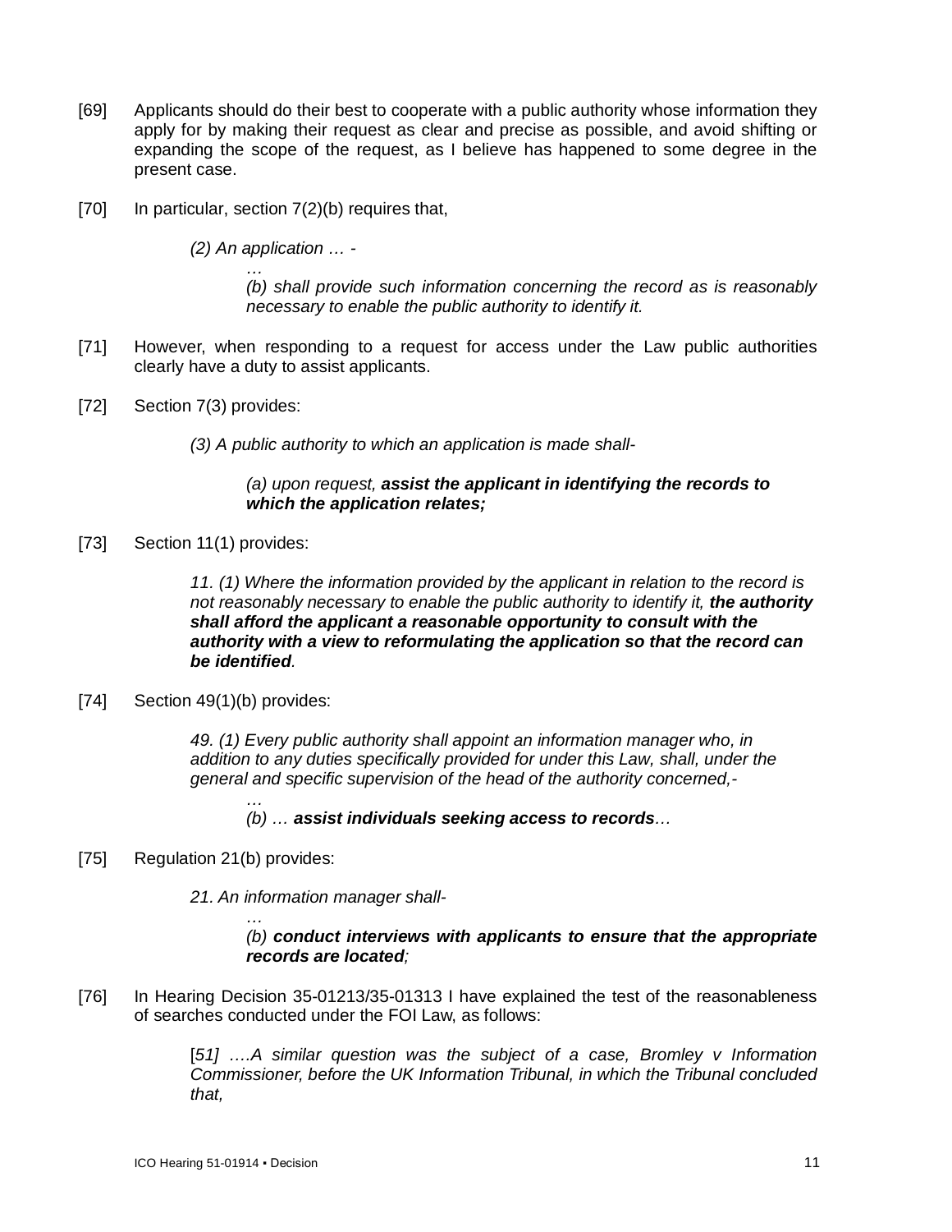[69] Applicants should do their best to cooperate with a public authority whose information they apply for by making their request as clear and precise as possible, and avoid shifting or expanding the scope of the request, as I believe has happened to some degree in the present case.

[70] In particular, section 7(2)(b) requires that,

> *(2) An application … -*
>
> *…*
>
> *(b) shall provide such information concerning the record as is reasonably necessary to enable the public authority to identify it.*

[71] However, when responding to a request for access under the Law public authorities clearly have a duty to assist applicants.

[72] Section 7(3) provides:

> *(3) A public authority to which an application is made shall-*
>
> *(a) upon request,* ***assist the applicant in identifying the records to which the application relates;***

[73] Section 11(1) provides:

> *11. (1) Where the information provided by the applicant in relation to the record is not reasonably necessary to enable the public authority to identify it,* ***the authority shall afford the applicant a reasonable opportunity to consult with the authority with a view to reformulating the application so that the record can be identified****.*

[74] Section 49(1)(b) provides:

> *49. (1) Every public authority shall appoint an information manager who, in addition to any duties specifically provided for under this Law, shall, under the general and specific supervision of the head of the authority concerned,-*
>
> *…*
>
> *(b) …* ***assist individuals seeking access to records****…*

[75] Regulation 21(b) provides:

> *21. An information manager shall-*
>
> *…*
>
> *(b)* ***conduct interviews with applicants to ensure that the appropriate records are located****;*

[76] In Hearing Decision 35-01213/35-01313 I have explained the test of the reasonableness of searches conducted under the FOI Law, as follows:

> [*51] ….A similar question was the subject of a case, Bromley v Information Commissioner, before the UK Information Tribunal, in which the Tribunal concluded that,*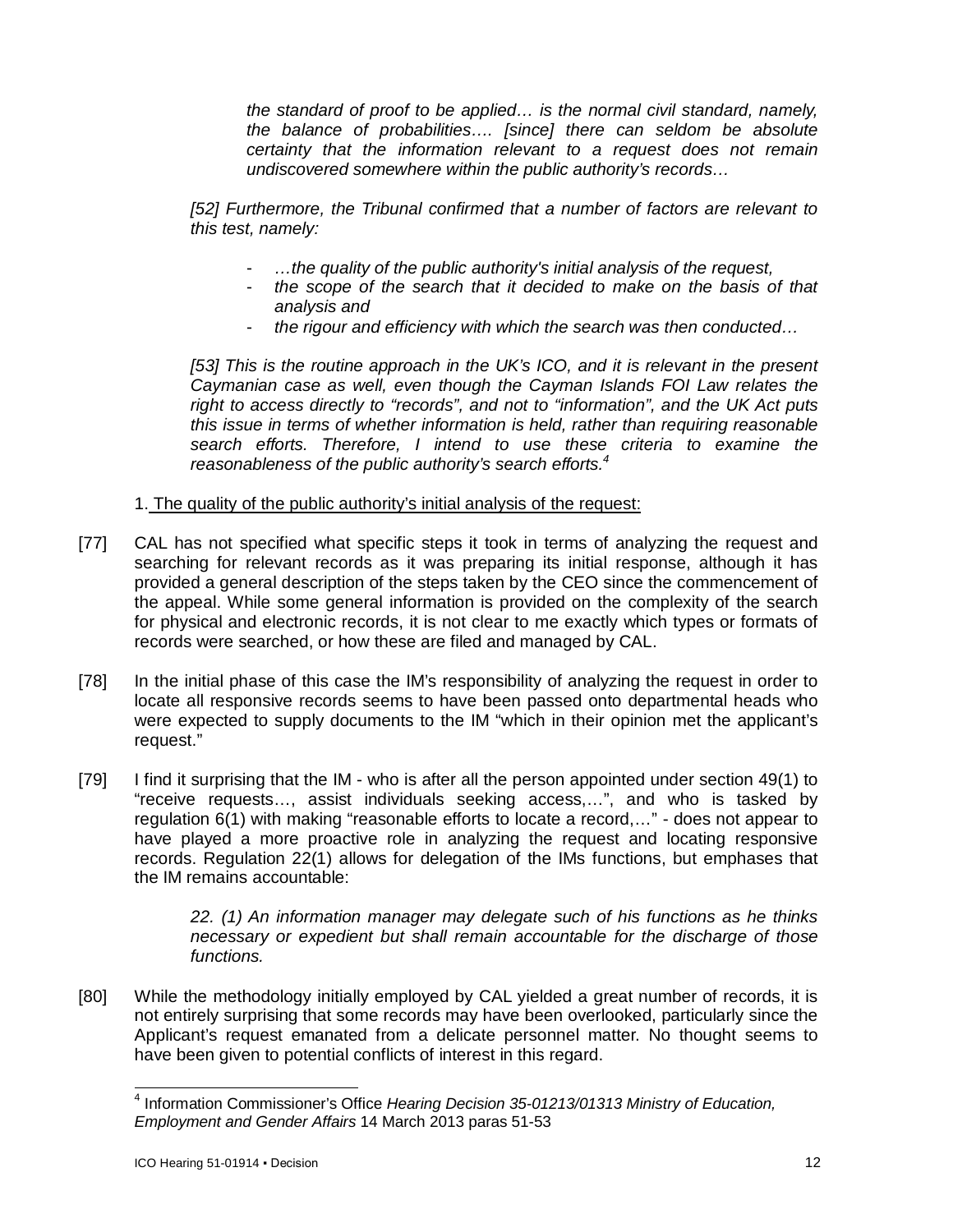> *the standard of proof to be applied… is the normal civil standard, namely, the balance of probabilities…. [since] there can seldom be absolute certainty that the information relevant to a request does not remain undiscovered somewhere within the public authority's records…*

> *[52] Furthermore, the Tribunal confirmed that a number of factors are relevant to this test, namely:*
>
> - *…the quality of the public authority's initial analysis of the request,*
> - *the scope of the search that it decided to make on the basis of that analysis and*
> - *the rigour and efficiency with which the search was then conducted…*
>
> *[53] This is the routine approach in the UK's ICO, and it is relevant in the present Caymanian case as well, even though the Cayman Islands FOI Law relates the right to access directly to "records", and not to "information", and the UK Act puts this issue in terms of whether information is held, rather than requiring reasonable search efforts. Therefore, I intend to use these criteria to examine the reasonableness of the public authority's search efforts.*[4]

1. The quality of the public authority's initial analysis of the request:

[77] CAL has not specified what specific steps it took in terms of analyzing the request and searching for relevant records as it was preparing its initial response, although it has provided a general description of the steps taken by the CEO since the commencement of the appeal. While some general information is provided on the complexity of the search for physical and electronic records, it is not clear to me exactly which types or formats of records were searched, or how these are filed and managed by CAL.

[78] In the initial phase of this case the IM's responsibility of analyzing the request in order to locate all responsive records seems to have been passed onto departmental heads who were expected to supply documents to the IM "which in their opinion met the applicant's request."

[79] I find it surprising that the IM - who is after all the person appointed under section 49(1) to "receive requests…, assist individuals seeking access,…", and who is tasked by regulation 6(1) with making "reasonable efforts to locate a record,…" - does not appear to have played a more proactive role in analyzing the request and locating responsive records. Regulation 22(1) allows for delegation of the IMs functions, but emphases that the IM remains accountable:

> *22. (1) An information manager may delegate such of his functions as he thinks necessary or expedient but shall remain accountable for the discharge of those functions.*

[80] While the methodology initially employed by CAL yielded a great number of records, it is not entirely surprising that some records may have been overlooked, particularly since the Applicant's request emanated from a delicate personnel matter. No thought seems to have been given to potential conflicts of interest in this regard.

---

[4] Information Commissioner's Office *Hearing Decision 35-01213/01313 Ministry of Education, Employment and Gender Affairs* 14 March 2013 paras 51-53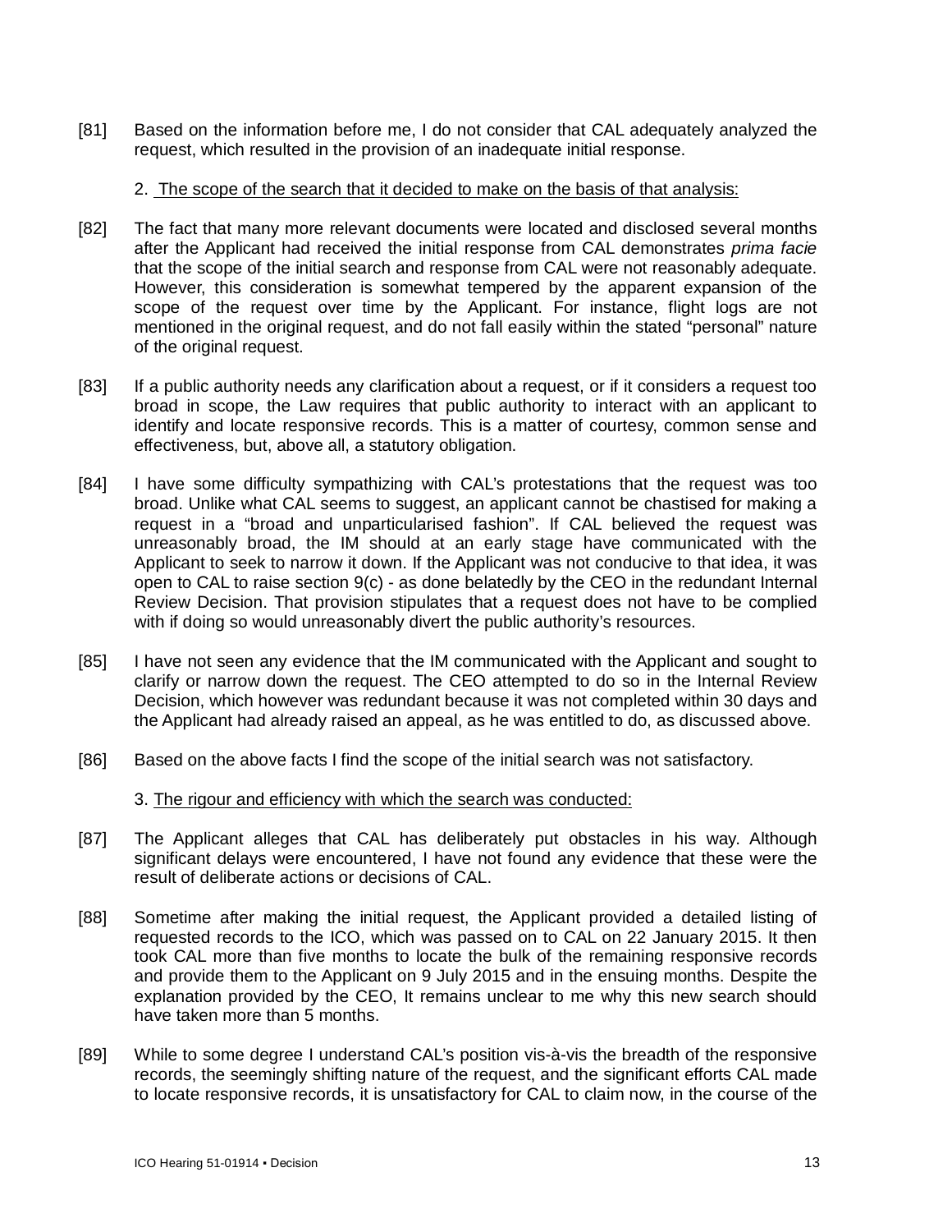[81] Based on the information before me, I do not consider that CAL adequately analyzed the request, which resulted in the provision of an inadequate initial response.

2. <u>The scope of the search that it decided to make on the basis of that analysis:</u>

[82] The fact that many more relevant documents were located and disclosed several months after the Applicant had received the initial response from CAL demonstrates *prima facie* that the scope of the initial search and response from CAL were not reasonably adequate. However, this consideration is somewhat tempered by the apparent expansion of the scope of the request over time by the Applicant. For instance, flight logs are not mentioned in the original request, and do not fall easily within the stated "personal" nature of the original request.

[83] If a public authority needs any clarification about a request, or if it considers a request too broad in scope, the Law requires that public authority to interact with an applicant to identify and locate responsive records. This is a matter of courtesy, common sense and effectiveness, but, above all, a statutory obligation.

[84] I have some difficulty sympathizing with CAL's protestations that the request was too broad. Unlike what CAL seems to suggest, an applicant cannot be chastised for making a request in a "broad and unparticularised fashion". If CAL believed the request was unreasonably broad, the IM should at an early stage have communicated with the Applicant to seek to narrow it down. If the Applicant was not conducive to that idea, it was open to CAL to raise section 9(c) - as done belatedly by the CEO in the redundant Internal Review Decision. That provision stipulates that a request does not have to be complied with if doing so would unreasonably divert the public authority's resources.

[85] I have not seen any evidence that the IM communicated with the Applicant and sought to clarify or narrow down the request. The CEO attempted to do so in the Internal Review Decision, which however was redundant because it was not completed within 30 days and the Applicant had already raised an appeal, as he was entitled to do, as discussed above.

[86] Based on the above facts I find the scope of the initial search was not satisfactory.

3. <u>The rigour and efficiency with which the search was conducted:</u>

[87] The Applicant alleges that CAL has deliberately put obstacles in his way. Although significant delays were encountered, I have not found any evidence that these were the result of deliberate actions or decisions of CAL.

[88] Sometime after making the initial request, the Applicant provided a detailed listing of requested records to the ICO, which was passed on to CAL on 22 January 2015. It then took CAL more than five months to locate the bulk of the remaining responsive records and provide them to the Applicant on 9 July 2015 and in the ensuing months. Despite the explanation provided by the CEO, It remains unclear to me why this new search should have taken more than 5 months.

[89] While to some degree I understand CAL's position vis-à-vis the breadth of the responsive records, the seemingly shifting nature of the request, and the significant efforts CAL made to locate responsive records, it is unsatisfactory for CAL to claim now, in the course of the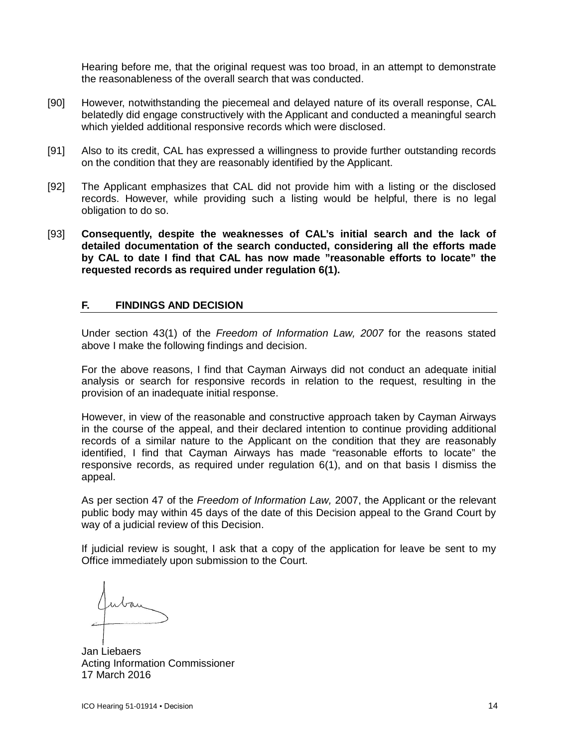Hearing before me, that the original request was too broad, in an attempt to demonstrate the reasonableness of the overall search that was conducted.

[90] However, notwithstanding the piecemeal and delayed nature of its overall response, CAL belatedly did engage constructively with the Applicant and conducted a meaningful search which yielded additional responsive records which were disclosed.

[91] Also to its credit, CAL has expressed a willingness to provide further outstanding records on the condition that they are reasonably identified by the Applicant.

[92] The Applicant emphasizes that CAL did not provide him with a listing or the disclosed records. However, while providing such a listing would be helpful, there is no legal obligation to do so.

[93] **Consequently, despite the weaknesses of CAL's initial search and the lack of detailed documentation of the search conducted, considering all the efforts made by CAL to date I find that CAL has now made "reasonable efforts to locate" the requested records as required under regulation 6(1).**

## F. FINDINGS AND DECISION

Under section 43(1) of the *Freedom of Information Law, 2007* for the reasons stated above I make the following findings and decision.

For the above reasons, I find that Cayman Airways did not conduct an adequate initial analysis or search for responsive records in relation to the request, resulting in the provision of an inadequate initial response.

However, in view of the reasonable and constructive approach taken by Cayman Airways in the course of the appeal, and their declared intention to continue providing additional records of a similar nature to the Applicant on the condition that they are reasonably identified, I find that Cayman Airways has made "reasonable efforts to locate" the responsive records, as required under regulation 6(1), and on that basis I dismiss the appeal.

As per section 47 of the *Freedom of Information Law,* 2007, the Applicant or the relevant public body may within 45 days of the date of this Decision appeal to the Grand Court by way of a judicial review of this Decision.

If judicial review is sought, I ask that a copy of the application for leave be sent to my Office immediately upon submission to the Court.

Jan Liebaers
Acting Information Commissioner
17 March 2016